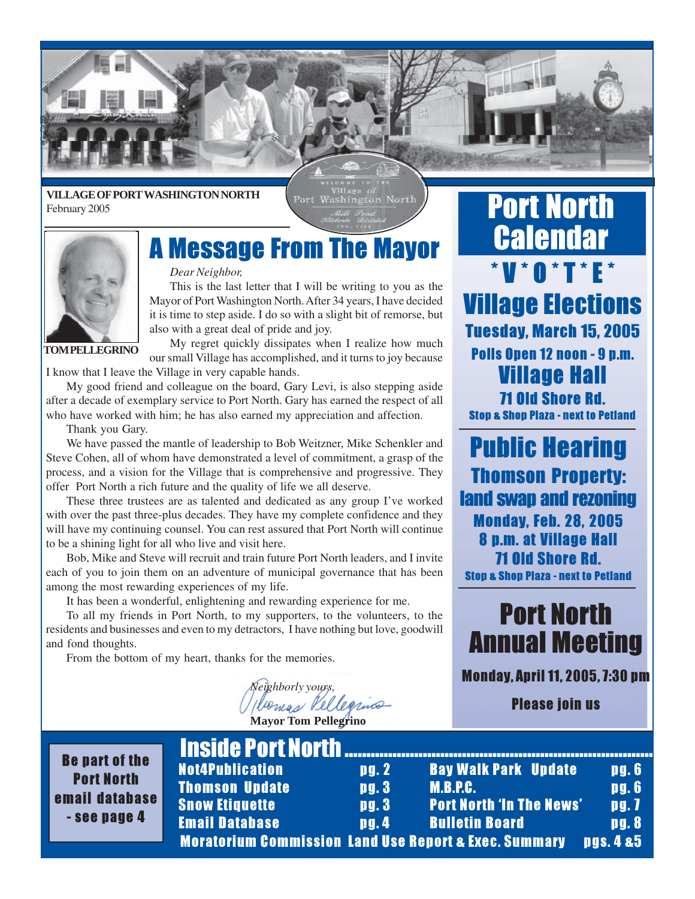VILLAGE OF PORT WASHINGTON NORTH
February 2005

# A Message From The Mayor

TOM PELLEGRINO

*Dear Neighbor,*

This is the last letter that I will be writing to you as the Mayor of Port Washington North. After 34 years, I have decided it is time to step aside. I do so with a slight bit of remorse, but also with a great deal of pride and joy.

My regret quickly dissipates when I realize how much our small Village has accomplished, and it turns to joy because I know that I leave the Village in very capable hands.

My good friend and colleague on the board, Gary Levi, is also stepping aside after a decade of exemplary service to Port North. Gary has earned the respect of all who have worked with him; he has also earned my appreciation and affection.

Thank you Gary.

We have passed the mantle of leadership to Bob Weitzner, Mike Schenkler and Steve Cohen, all of whom have demonstrated a level of commitment, a grasp of the process, and a vision for the Village that is comprehensive and progressive. They offer Port North a rich future and the quality of life we all deserve.

These three trustees are as talented and dedicated as any group I've worked with over the past three-plus decades. They have my complete confidence and they will have my continuing counsel. You can rest assured that Port North will continue to be a shining light for all who live and visit here.

Bob, Mike and Steve will recruit and train future Port North leaders, and I invite each of you to join them on an adventure of municipal governance that has been among the most rewarding experiences of my life.

It has been a wonderful, enlightening and rewarding experience for me.

To all my friends in Port North, to my supporters, to the volunteers, to the residents and businesses and even to my detractors, I have nothing but love, goodwill and fond thoughts.

From the bottom of my heart, thanks for the memories.

*Neighborly yours,*

**Mayor Tom Pellegrino**

## Port North Calendar

### * V * O * T * E *

### Village Elections

**Tuesday, March 15, 2005**
**Polls Open 12 noon - 9 p.m.**
**Village Hall**
**71 Old Shore Rd.**
**Stop & Shop Plaza - next to Petland**

### Public Hearing

**Thomson Property: land swap and rezoning**
**Monday, Feb. 28, 2005**
**8 p.m. at Village Hall**
**71 Old Shore Rd.**
**Stop & Shop Plaza - next to Petland**

### Port North Annual Meeting

**Monday, April 11, 2005, 7:30 pm**

**Please join us**

## Inside Port North

| | | | |
|---|---|---|---|
| Not4Publication | pg. 2 | Bay Walk Park Update | pg. 6 |
| Thomson Update | pg. 3 | M.B.P.C. | pg. 6 |
| Snow Etiquette | pg. 3 | Port North 'In The News' | pg. 7 |
| Email Database | pg. 4 | Bulletin Board | pg. 8 |

Moratorium Commission Land Use Report & Exec. Summary pgs. 4 &5

**Be part of the Port North email database - see page 4**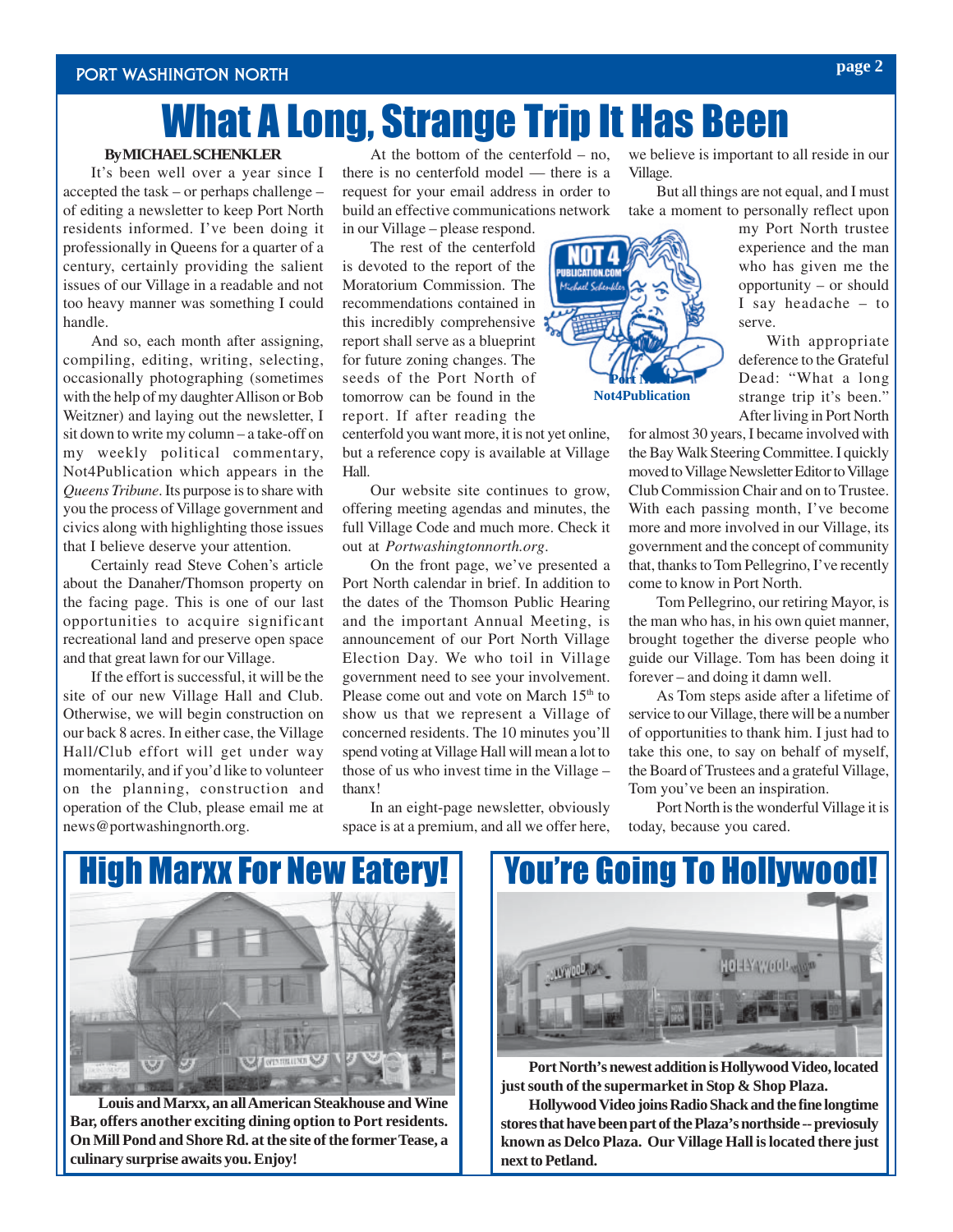# What A Long, Strange Trip It Has Been

**By MICHAEL SCHENKLER**

It's been well over a year since I accepted the task – or perhaps challenge – of editing a newsletter to keep Port North residents informed. I've been doing it professionally in Queens for a quarter of a century, certainly providing the salient issues of our Village in a readable and not too heavy manner was something I could handle.

And so, each month after assigning, compiling, editing, writing, selecting, occasionally photographing (sometimes with the help of my daughter Allison or Bob Weitzner) and laying out the newsletter, I sit down to write my column – a take-off on my weekly political commentary, Not4Publication which appears in the *Queens Tribune*. Its purpose is to share with you the process of Village government and civics along with highlighting those issues that I believe deserve your attention.

Certainly read Steve Cohen's article about the Danaher/Thomson property on the facing page. This is one of our last opportunities to acquire significant recreational land and preserve open space and that great lawn for our Village.

If the effort is successful, it will be the site of our new Village Hall and Club. Otherwise, we will begin construction on our back 8 acres. In either case, the Village Hall/Club effort will get under way momentarily, and if you'd like to volunteer on the planning, construction and operation of the Club, please email me at news@portwashingnorth.org.

At the bottom of the centerfold – no, there is no centerfold model — there is a request for your email address in order to build an effective communications network in our Village – please respond.

The rest of the centerfold is devoted to the report of the Moratorium Commission. The recommendations contained in this incredibly comprehensive report shall serve as a blueprint for future zoning changes. The seeds of the Port North of tomorrow can be found in the report. If after reading the centerfold you want more, it is not yet online, but a reference copy is available at Village Hall.

Our website site continues to grow, offering meeting agendas and minutes, the full Village Code and much more. Check it out at *Portwashingtonnorth.org*.

On the front page, we've presented a Port North calendar in brief. In addition to the dates of the Thomson Public Hearing and the important Annual Meeting, is announcement of our Port North Village Election Day. We who toil in Village government need to see your involvement. Please come out and vote on March 15th to show us that we represent a Village of concerned residents. The 10 minutes you'll spend voting at Village Hall will mean a lot to those of us who invest time in the Village – thanx!

In an eight-page newsletter, obviously space is at a premium, and all we offer here, we believe is important to all reside in our Village.

But all things are not equal, and I must take a moment to personally reflect upon my Port North trustee experience and the man who has given me the opportunity – or should I say headache – to serve.

Port North Not4Publication

With appropriate deference to the Grateful Dead: "What a long strange trip it's been." After living in Port North for almost 30 years, I became involved with the Bay Walk Steering Committee. I quickly moved to Village Newsletter Editor to Village Club Commission Chair and on to Trustee. With each passing month, I've become more and more involved in our Village, its government and the concept of community that, thanks to Tom Pellegrino, I've recently come to know in Port North.

Tom Pellegrino, our retiring Mayor, is the man who has, in his own quiet manner, brought together the diverse people who guide our Village. Tom has been doing it forever – and doing it damn well.

As Tom steps aside after a lifetime of service to our Village, there will be a number of opportunities to thank him. I just had to take this one, to say on behalf of myself, the Board of Trustees and a grateful Village, Tom you've been an inspiration.

Port North is the wonderful Village it is today, because you cared.

## High Marxx For New Eatery!

**Louis and Marxx, an all American Steakhouse and Wine Bar, offers another exciting dining option to Port residents. On Mill Pond and Shore Rd. at the site of the former Tease, a culinary surprise awaits you. Enjoy!**

## You're Going To Hollywood!

**Port North's newest addition is Hollywood Video, located just south of the supermarket in Stop & Shop Plaza.**

**Hollywood Video joins Radio Shack and the fine longtime stores that have been part of the Plaza's northside -- previosuly known as Delco Plaza. Our Village Hall is located there just next to Petland.**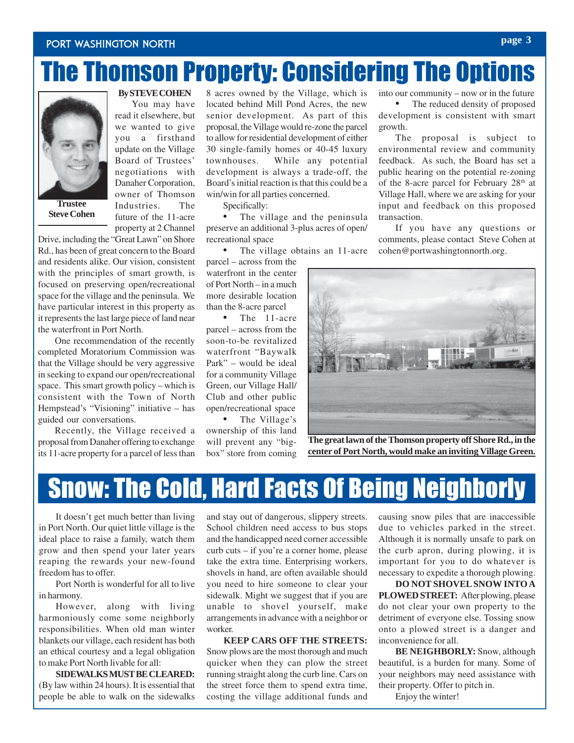# The Thomson Property: Considering The Options

Trustee Steve Cohen

**By STEVE COHEN**

You may have read it elsewhere, but we wanted to give you a firsthand update on the Village Board of Trustees' negotiations with Danaher Corporation, owner of Thomson Industries. The future of the 11-acre property at 2 Channel Drive, including the "Great Lawn" on Shore Rd., has been of great concern to the Board and residents alike. Our vision, consistent with the principles of smart growth, is focused on preserving open/recreational space for the village and the peninsula. We have particular interest in this property as it represents the last large piece of land near the waterfront in Port North.

One recommendation of the recently completed Moratorium Commission was that the Village should be very aggressive in seeking to expand our open/recreational space. This smart growth policy – which is consistent with the Town of North Hempstead's "Visioning" initiative – has guided our conversations.

Recently, the Village received a proposal from Danaher offering to exchange its 11-acre property for a parcel of less than 8 acres owned by the Village, which is located behind Mill Pond Acres, the new senior development. As part of this proposal, the Village would re-zone the parcel to allow for residential development of either 30 single-family homes or 40-45 luxury townhouses. While any potential development is always a trade-off, the Board's initial reaction is that this could be a win/win for all parties concerned.

Specifically:

- The village and the peninsula preserve an additional 3-plus acres of open/recreational space
- The village obtains an 11-acre parcel – across from the waterfront in the center of Port North – in a much more desirable location than the 8-acre parcel
- The 11-acre parcel – across from the soon-to-be revitalized waterfront "Baywalk Park" – would be ideal for a community Village Green, our Village Hall/Club and other public open/recreational space
- The Village's ownership of this land will prevent any "big-box" store from coming into our community – now or in the future
- The reduced density of proposed development is consistent with smart growth.

The proposal is subject to environmental review and community feedback. As such, the Board has set a public hearing on the potential re-zoning of the 8-acre parcel for February 28th at Village Hall, where we are asking for your input and feedback on this proposed transaction.

If you have any questions or comments, please contact Steve Cohen at cohen@portwashingtonnorth.org.

**The great lawn of the Thomson property off Shore Rd., in the center of Port North, would make an inviting Village Green.**

# Snow: The Cold, Hard Facts Of Being Neighborly

It doesn't get much better than living in Port North. Our quiet little village is the ideal place to raise a family, watch them grow and then spend your later years reaping the rewards your new-found freedom has to offer.

Port North is wonderful for all to live in harmony.

However, along with living harmoniously come some neighborly responsibilities. When old man winter blankets our village, each resident has both an ethical courtesy and a legal obligation to make Port North livable for all:

**SIDEWALKS MUST BE CLEARED:** (By law within 24 hours). It is essential that people be able to walk on the sidewalks and stay out of dangerous, slippery streets. School children need access to bus stops and the handicapped need corner accessible curb cuts – if you're a corner home, please take the extra time. Enterprising workers, shovels in hand, are often available should you need to hire someone to clear your sidewalk. Might we suggest that if you are unable to shovel yourself, make arrangements in advance with a neighbor or worker.

**KEEP CARS OFF THE STREETS:** Snow plows are the most thorough and much quicker when they can plow the street running straight along the curb line. Cars on the street force them to spend extra time, costing the village additional funds and causing snow piles that are inaccessible due to vehicles parked in the street. Although it is normally unsafe to park on the curb apron, during plowing, it is important for you to do whatever is necessary to expedite a thorough plowing.

**DO NOT SHOVEL SNOW INTO A PLOWED STREET:** After plowing, please do not clear your own property to the detriment of everyone else. Tossing snow onto a plowed street is a danger and inconvenience for all.

**BE NEIGHBORLY:** Snow, although beautiful, is a burden for many. Some of your neighbors may need assistance with their property. Offer to pitch in.

Enjoy the winter!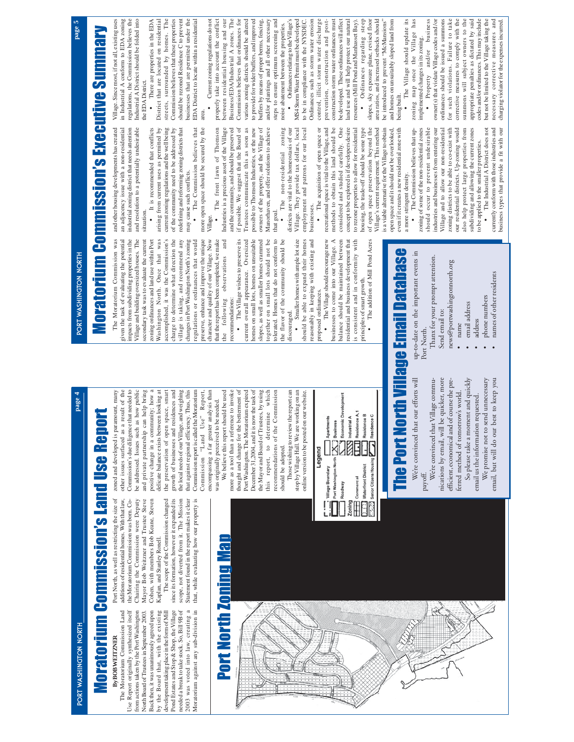# Moratorium Commission's Land Use Report

**By BOB WEITZNER**

The Moratorium Commission Land Use Report originally synthesized itself from actions taken by the Port Washington North Board of Trustees in September 2003. Back then, it was unanimously agreed upon by the Board that, with the existing development taking place in the form of Mill Pond Estates and Stop & Shop, the Village needed a break to take stock. So, Bill 9B of 2003 was voted into law, creating a Moratorium against any sub-division in Port North, as well as restricting the size of additions of residential homes. With that law, the Moratorium Commission was born. Co-Chairing the Commission were Deputy Mayor Bob Weitzner and Trustee Steve Cohen, with members Bob Keane, Steven Kaplan, and Stanley Ronell.

The scope of the Commission changed since its formation, however it expanded its scope, not diverted from it. The Mission Statement found in the report makes it clear that, while evaluating how our property is zoned and developed is paramount, many other issues surfaced as a result of the Commission's due diligence that needed to be addressed. Issues such as how public and private partnership can help bring positive change in a community; how a delicate balance exists between looking at the preservation of open space, smart growth of businesses and residences and the local needs of our Village, and weighing that against regional efficiency. Thus, this Commission report is called the Moratorium Commission "Land Use" Report, encompassing a far greater analysis than was originally perceived to be needed.

We believe this report should be used more as a tool than a reference to invoke thought and change for the betterment of Port Washington. The Moratorium expired December 31, 2004, and it is now the task of the Mayor and Board of Trustees, by using this report, to determine which recommendations of the Commission should be adopted.

Those wishing to review the report can stop by Village Hall. We are working on an online version to be posted on our website.

## Port North Zoning Map

Legend
- Village Boundary
- Port Washington North
- Roadway
- Zoning
  - Commercial
  - Waterfront District
  - Senior Citizens Housing
  - Apartments
  - Business
  - Economic Development
  - Industrial A
  - Residence A, 1
  - Residence B
  - Residence C

## The Port North Village Email Database

We're convinced that our efforts will payoff.

We're convinced that Village communications by email, will be quicker, more efficient, economical and of course the preferred method of tomorrow's world.

So please take a moment and quickly email us the information requested.

We promise not to send unnecessary email, but will do our best to keep you up-to-date on the important events in Port North.

Thanx for your prompt attention.

Send email to:

news@portwashingtonnorth.org

- name
- email address
- address
- phone numbers
- names of other residents

# Moratorium Commission's Executive Summary

The Moratorium Commission was given the task of evaluating the potential impacts from subdividing properties in the Village and building oversized houses. The secondary task was to evaluate the current zoning ordinances and land use within Port Washington North. Once that was accomplished, it was the Commission's charge to determine what direction the village is taking, and recommend any changes in Port Washington North's zoning regulations or ordinances that would preserve, enhance and improve the unique character and quality of our Village. Now that the report has been completed, we make the following observations and recommendations:

- The Village wishes to preserve its current overall appearance. Oversized homes on small lots, homes on unsuitable slopes, as well as smaller homes crammed together on small lots should not be tolerated. Homes that do not conform to the flavor of the community should be discouraged.
- Smaller homes with ample lot size should be able to expand their homes reasonably in keeping with existing and proposed ordinances.
- The Village should encourage new businesses to come into our Village. A balance should be maintained between residential and business development that is consistent and in conformity with principles of smart growth.
- The addition of Mill Pond Acres and other housing developments has created an adjacency issue with a non-residential industrial zoning district that needs attention and resolution to a potentially undesirable situation.
- It is recommended that conflicts arising from current uses as permitted by current zoning regulations and the well being of the community need to be addressed by redefining and reforming zoning districts that may cause such conflicts.
- The Commission believes that more open space should be secured by the Village.
- The front lawn of Thomson Industries is a precious asset of the Village and the community, and should be preserved if possible. We suggest that the Board of Trustees communicate this as soon as possible to Thomson Industries, or the new owners of the property, and the Village of Manorhaven, and offer solutions to achieve that goal.
- The non-residential zoning districts are vital to the homeostasis of our Village. They provide tax dollars, local employment and patrons for our local businesses.
- The acquisition of open space or recreational space is vital to the Village, and methods to obtain this land should be considered and studied carefully. One concept to be explored is if developers desire to rezone properties to allow for residential housing, the trade-off should be some type of open space preservation beyond the Village's current requirement. This method is a viable alternative for the Village to obtain open space and it should not be overlooked, even if it creates a new residential zone with a more stringent density.
- The Commission believes that up-zoning of some of the non-residential zones should occur to prevent undesirable industries and businesses from entering our Village and to allow our non-residential zoning districts to be able to co-exist with our residential districts. Up-zoning would also help protect large properties from subdividing and allowing the current zones to be applied to the smaller properties.
- The Industrial A District does not currently conform with those industries and business types that provide a fit with our Village. Since most, if not all, existing uses in Industrial A conform to EDA zoning regulations, the Commission believes the Industrial A District should be folded into the EDA District.
- There are properties in the EDA District that are located on residential streets, surrounded by homes. The Commission believes that these properties should be rezoned Residence C to prevent businesses that are permitted under the EDA District to locate within a residential area.
- Current zoning regulations do not properly take into account the conflict between residential housing and our Business/EDA/Industrial A zones. The Commission believes that ordinances for various zoning districts should be altered to provide for wider buffers, and improved buffers by means of proper berms, fencing, and/or plantings and all other necessary steps to ensure optimum screening and noise abatement between the properties.
- Ordinances relating to the Village's MS4 Storm Water Permit must be developed to be in compliance with the NYSDEC. Ordinances such as storm water erosion control, illicit storm water discharge prevention, construction and post-construction storm water ordinances must be developed. These ordinances will affect land use and will help protect our natural resources (Mill Pond and Manhasset Bay).
- Ordinances regarding steep slopes, sky exposure plane, revised floor area ratios, and increased setbacks should be introduced to prevent "McMansions" and homes on unsuitably sloped land from being built.
- The Village should update its zoning map once the Village has implemented changes in its zoning.
- Property and/or business owner(s) that violate Village codes and/or ordinances should be issued a summons for such violations. Failure to take corrective measures to comply with the summons will subject owners to the appropriate penalties as dictated by said codes and/or ordinances. This may include but not be limited to the Village taking the necessary corrective measures and charging violator for the expenses incurred.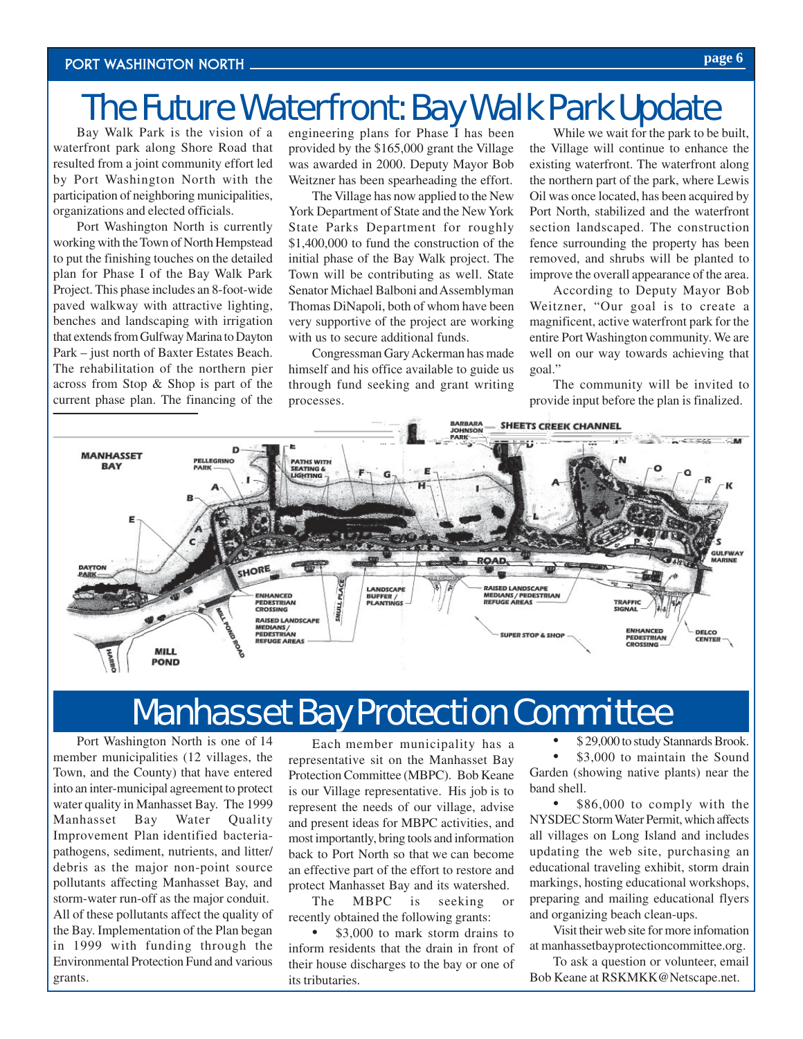# The Future Waterfront: Bay Walk Park Update

Bay Walk Park is the vision of a waterfront park along Shore Road that resulted from a joint community effort led by Port Washington North with the participation of neighboring municipalities, organizations and elected officials.

Port Washington North is currently working with the Town of North Hempstead to put the finishing touches on the detailed plan for Phase I of the Bay Walk Park Project. This phase includes an 8-foot-wide paved walkway with attractive lighting, benches and landscaping with irrigation that extends from Gulfway Marina to Dayton Park – just north of Baxter Estates Beach. The rehabilitation of the northern pier across from Stop & Shop is part of the current phase plan. The financing of the engineering plans for Phase I has been provided by the $165,000 grant the Village was awarded in 2000. Deputy Mayor Bob Weitzner has been spearheading the effort.

The Village has now applied to the New York Department of State and the New York State Parks Department for roughly $1,400,000 to fund the construction of the initial phase of the Bay Walk project. The Town will be contributing as well. State Senator Michael Balboni and Assemblyman Thomas DiNapoli, both of whom have been very supportive of the project are working with us to secure additional funds.

Congressman Gary Ackerman has made himself and his office available to guide us through fund seeking and grant writing processes.

While we wait for the park to be built, the Village will continue to enhance the existing waterfront. The waterfront along the northern part of the park, where Lewis Oil was once located, has been acquired by Port North, stabilized and the waterfront section landscaped. The construction fence surrounding the property has been removed, and shrubs will be planted to improve the overall appearance of the area.

According to Deputy Mayor Bob Weitzner, "Our goal is to create a magnificent, active waterfront park for the entire Port Washington community. We are well on our way towards achieving that goal."

The community will be invited to provide input before the plan is finalized.

# Manhasset Bay Protection Committee

Port Washington North is one of 14 member municipalities (12 villages, the Town, and the County) that have entered into an inter-municipal agreement to protect water quality in Manhasset Bay. The 1999 Manhasset Bay Water Quality Improvement Plan identified bacteria-pathogens, sediment, nutrients, and litter/debris as the major non-point source pollutants affecting Manhasset Bay, and storm-water run-off as the major conduit. All of these pollutants affect the quality of the Bay. Implementation of the Plan began in 1999 with funding through the Environmental Protection Fund and various grants.

Each member municipality has a representative sit on the Manhasset Bay Protection Committee (MBPC). Bob Keane is our Village representative. His job is to represent the needs of our village, advise and present ideas for MBPC activities, and most importantly, bring tools and information back to Port North so that we can become an effective part of the effort to restore and protect Manhasset Bay and its watershed.

The MBPC is seeking or recently obtained the following grants:

- $3,000 to mark storm drains to inform residents that the drain in front of their house discharges to the bay or one of its tributaries.
- $ 29,000 to study Stannards Brook.
- $3,000 to maintain the Sound Garden (showing native plants) near the band shell.
- $86,000 to comply with the NYSDEC Storm Water Permit, which affects all villages on Long Island and includes updating the web site, purchasing an educational traveling exhibit, storm drain markings, hosting educational workshops, preparing and mailing educational flyers and organizing beach clean-ups.

Visit their web site for more infomation at manhassetbayprotectioncommittee.org.

To ask a question or volunteer, email Bob Keane at RSKMKK@Netscape.net.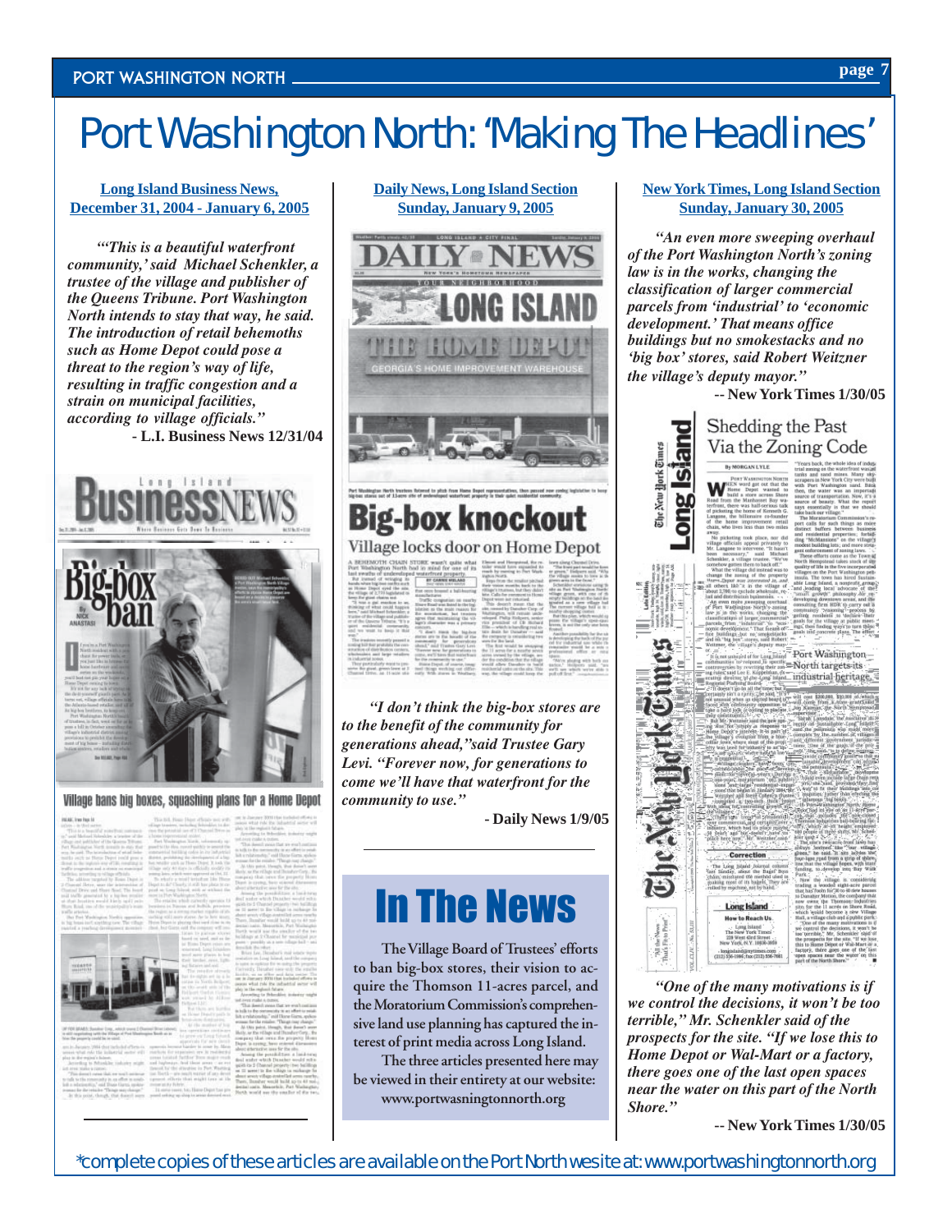# Port Washington North: 'Making The Headlines'

**Long Island Business News, December 31, 2004 - January 6, 2005**

***"'This is a beautiful waterfront community,' said Michael Schenkler, a trustee of the village and publisher of the Queens Tribune. Port Washington North intends to stay that way, he said. The introduction of retail behemoths such as Home Depot could pose a threat to the region's way of life, resulting in traffic congestion and a strain on municipal facilities, according to village officials."***

**- L.I. Business News 12/31/04**

**Daily News, Long Island Section Sunday, January 9, 2005**

***"I don't think the big-box stores are to the benefit of the community for generations ahead," said Trustee Gary Levi. "Forever now, for generations to come we'll have that waterfront for the community to use."***

**- Daily News 1/9/05**

# In The News

**The Village Board of Trustees' efforts to ban big-box stores, their vision to acquire the Thomson 11-acres parcel, and the Moratorium Commission's comprehensive land use planning has captured the interest of print media across Long Island.**

**The three articles presented here may be viewed in their entirety at our website: www.portwasningtonnorth.org**

**New York Times, Long Island Section Sunday, January 30, 2005**

***"An even more sweeping overhaul of the Port Washington North's zoning law is in the works, changing the classification of larger commercial parcels from 'industrial' to 'economic development.' That means office buildings but no smokestacks and no 'big box' stores, said Robert Weitzner the village's deputy mayor."***

**-- New York Times 1/30/05**

***"One of the many motivations is if we control the decisions, it won't be too terrible," Mr. Schenkler said of the prospects for the site. "If we lose this to Home Depot or Wal-Mart or a factory, there goes one of the last open spaces near the water on this part of the North Shore."***

**-- New York Times 1/30/05**

*complete copies of these articles are available on the Port North wesite at: www.portwashingtonnorth.org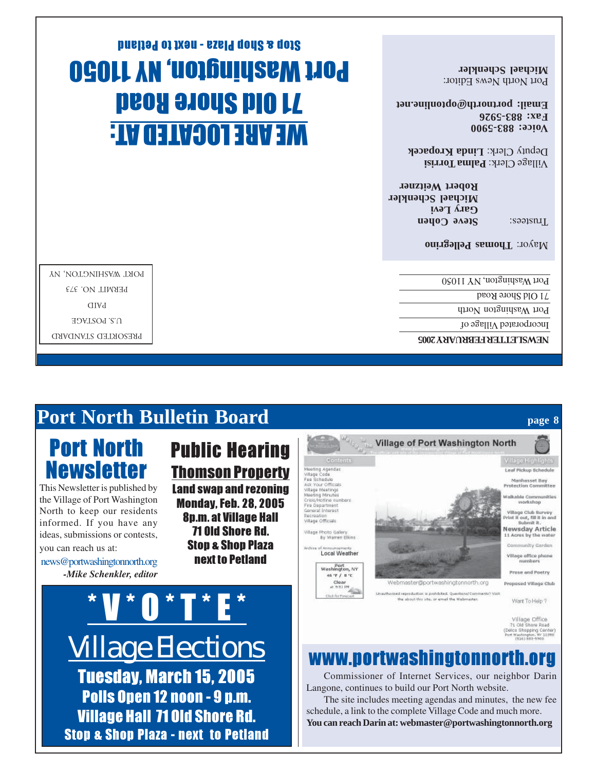**NEWSLETTER FEBRUARY 2005**

Incorporated Village of
Port Washington North
71 Old Shore Road
Port Washington, NY 11050

Mayor: **Thomas Pellegrino**

Trustees: **Steve Cohen**
**Gary Levi**
**Michael Schenkler**
**Robert Weitzner**

Village Clerk: **Palma Torrisi**
Deputy Clerk: **Linda Kropacek**

**Voice: 883-5900**
**Fax: 883-5926**
**Email: portnorth@optonline.net**

Port North News Editor:
**Michael Schenkler**

PRESORTED STANDARD
U.S. POSTAGE
PAID
PERMIT NO. 373
PORT WASHINGTON, NY

# WE ARE LOCATED AT:
# 71 Old Shore Road
# Port Washington, NY 11050
**Stop & Shop Plaza - next to Petland**

## Port North Bulletin Board

### Port North Newsletter

This Newsletter is published by the Village of Port Washington North to keep our residents informed. If you have any ideas, submissions or contests, you can reach us at:

news@portwashingtonnorth.org
***-Mike Schenkler, editor***

### Public Hearing
**Thomson Property**
**Land swap and rezoning**
**Monday, Feb. 28, 2005**
**8p.m. at Village Hall**
**71 Old Shore Rd.**
**Stop & Shop Plaza**
**next to Petland**

# * V * O * T * E *
## Village Elections
**Tuesday, March 15, 2005**
**Polls Open 12 noon - 9 p.m.**
**Village Hall 71 Old Shore Rd.**
**Stop & Shop Plaza - next to Petland**

## www.portwashingtonnorth.org

Commissioner of Internet Services, our neighbor Darin Langone, continues to build our Port North website.

The site includes meeting agendas and minutes, the new fee schedule, a link to the complete Village Code and much more.

**You can reach Darin at: webmaster@portwashingtonnorth.org**